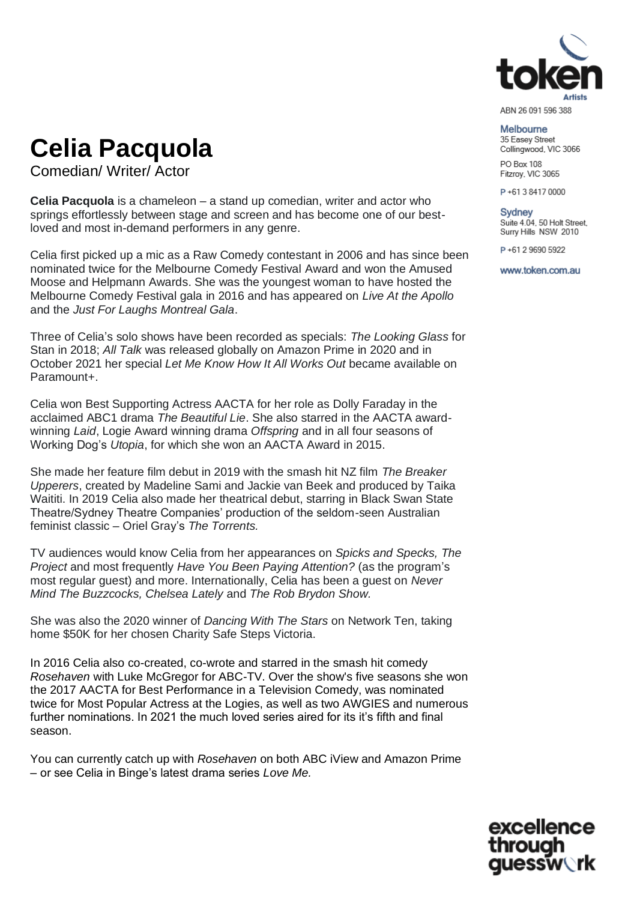# Celia Pacquola

Comedian/ Writer/ Actor

**Celia Pacquola** is a chameleon – a stand up comedian, writer and actor who springs effortlessly between stage and screen and has become one of our best-loved and most in-demand performers in any genre.

Celia first picked up a mic as a Raw Comedy contestant in 2006 and has since been nominated twice for the Melbourne Comedy Festival Award and won the Amused Moose and Helpmann Awards. She was the youngest woman to have hosted the Melbourne Comedy Festival gala in 2016 and has appeared on *Live At the Apollo* and the *Just For Laughs Montreal Gala*.

Three of Celia's solo shows have been recorded as specials: *The Looking Glass* for Stan in 2018; *All Talk* was released globally on Amazon Prime in 2020 and in October 2021 her special *Let Me Know How It All Works Out* became available on Paramount+.

Celia won Best Supporting Actress AACTA for her role as Dolly Faraday in the acclaimed ABC1 drama *The Beautiful Lie*. She also starred in the AACTA award-winning *Laid*, Logie Award winning drama *Offspring* and in all four seasons of Working Dog's *Utopia*, for which she won an AACTA Award in 2015.

She made her feature film debut in 2019 with the smash hit NZ film *The Breaker Upperers*, created by Madeline Sami and Jackie van Beek and produced by Taika Waititi. In 2019 Celia also made her theatrical debut, starring in Black Swan State Theatre/Sydney Theatre Companies' production of the seldom-seen Australian feminist classic – Oriel Gray's *The Torrents.*

TV audiences would know Celia from her appearances on *Spicks and Specks, The Project* and most frequently *Have You Been Paying Attention?* (as the program's most regular guest) and more. Internationally, Celia has been a guest on *Never Mind The Buzzcocks, Chelsea Lately* and *The Rob Brydon Show.*

She was also the 2020 winner of *Dancing With The Stars* on Network Ten, taking home $50K for her chosen Charity Safe Steps Victoria.

In 2016 Celia also co-created, co-wrote and starred in the smash hit comedy *Rosehaven* with Luke McGregor for ABC-TV. Over the show's five seasons she won the 2017 AACTA for Best Performance in a Television Comedy, was nominated twice for Most Popular Actress at the Logies, as well as two AWGIES and numerous further nominations. In 2021 the much loved series aired for its it's fifth and final season.

You can currently catch up with *Rosehaven* on both ABC iView and Amazon Prime – or see Celia in Binge's latest drama series *Love Me.*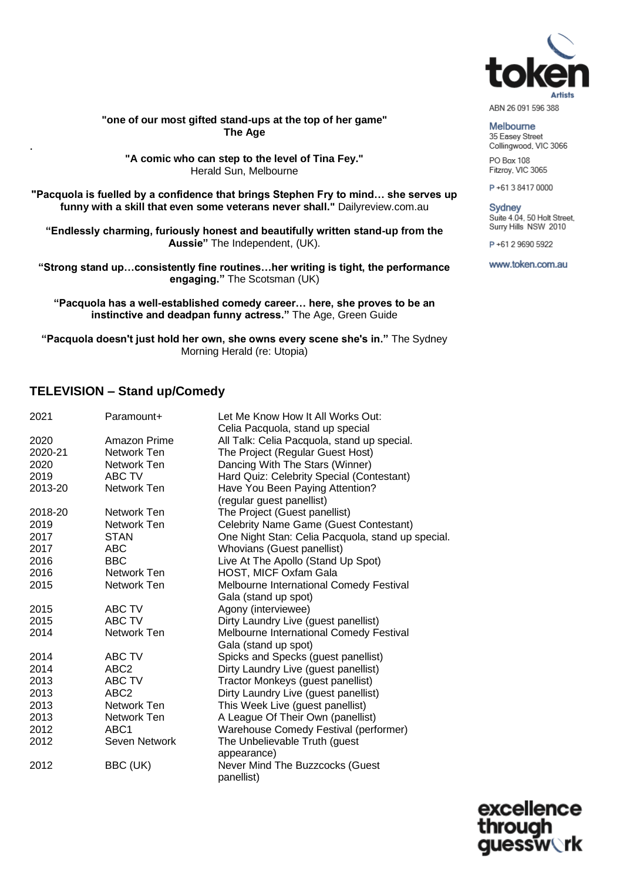**"one of our most gifted stand-ups at the top of her game"**
**The Age**

.

**"A comic who can step to the level of Tina Fey."**
Herald Sun, Melbourne

**"Pacquola is fuelled by a confidence that brings Stephen Fry to mind… she serves up funny with a skill that even some veterans never shall."** Dailyreview.com.au

**"Endlessly charming, furiously honest and beautifully written stand-up from the Aussie"** The Independent, (UK).

**"Strong stand up…consistently fine routines…her writing is tight, the performance engaging."** The Scotsman (UK)

**"Pacquola has a well-established comedy career… here, she proves to be an instinctive and deadpan funny actress."** The Age, Green Guide

**"Pacquola doesn't just hold her own, she owns every scene she's in."** The Sydney Morning Herald (re: Utopia)

## TELEVISION – Stand up/Comedy

| | | |
|---|---|---|
| 2021 | Paramount+ | Let Me Know How It All Works Out: Celia Pacquola, stand up special |
| 2020 | Amazon Prime | All Talk: Celia Pacquola, stand up special. |
| 2020-21 | Network Ten | The Project (Regular Guest Host) |
| 2020 | Network Ten | Dancing With The Stars (Winner) |
| 2019 | ABC TV | Hard Quiz: Celebrity Special (Contestant) |
| 2013-20 | Network Ten | Have You Been Paying Attention? (regular guest panellist) |
| 2018-20 | Network Ten | The Project (Guest panellist) |
| 2019 | Network Ten | Celebrity Name Game (Guest Contestant) |
| 2017 | STAN | One Night Stan: Celia Pacquola, stand up special. |
| 2017 | ABC | Whovians (Guest panellist) |
| 2016 | BBC | Live At The Apollo (Stand Up Spot) |
| 2016 | Network Ten | HOST, MICF Oxfam Gala |
| 2015 | Network Ten | Melbourne International Comedy Festival Gala (stand up spot) |
| 2015 | ABC TV | Agony (interviewee) |
| 2015 | ABC TV | Dirty Laundry Live (guest panellist) |
| 2014 | Network Ten | Melbourne International Comedy Festival Gala (stand up spot) |
| 2014 | ABC TV | Spicks and Specks (guest panellist) |
| 2014 | ABC2 | Dirty Laundry Live (guest panellist) |
| 2013 | ABC TV | Tractor Monkeys (guest panellist) |
| 2013 | ABC2 | Dirty Laundry Live (guest panellist) |
| 2013 | Network Ten | This Week Live (guest panellist) |
| 2013 | Network Ten | A League Of Their Own (panellist) |
| 2012 | ABC1 | Warehouse Comedy Festival (performer) |
| 2012 | Seven Network | The Unbelievable Truth (guest appearance) |
| 2012 | BBC (UK) | Never Mind The Buzzcocks (Guest panellist) |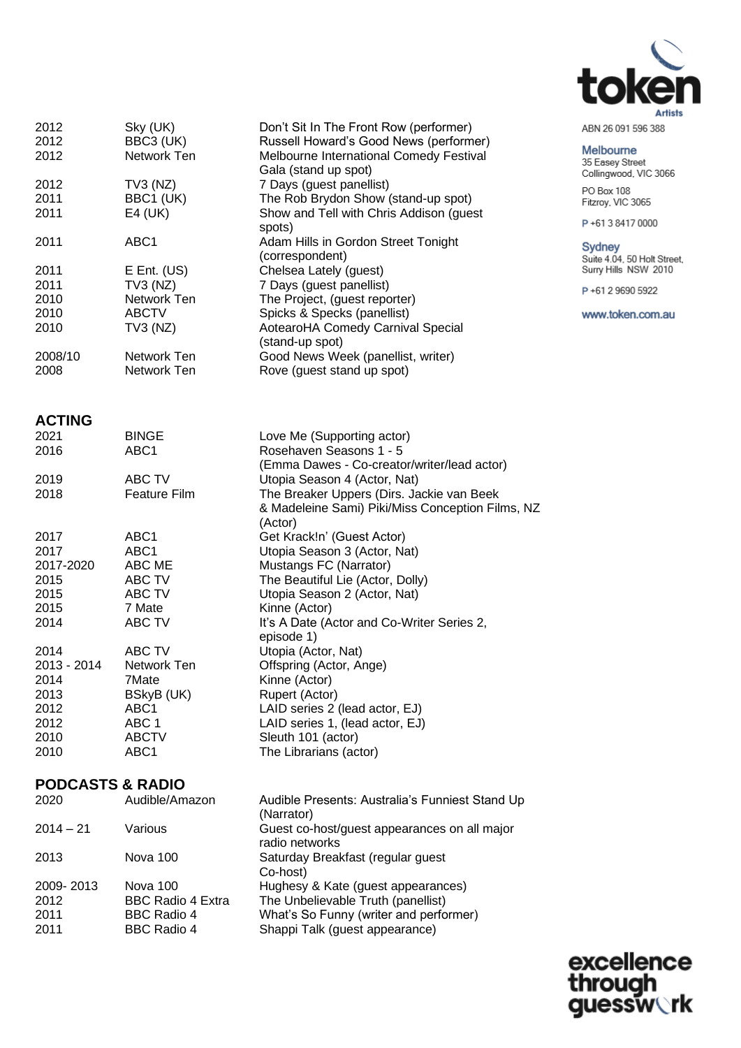| | | |
|---|---|---|
| 2012 | Sky (UK) | Don't Sit In The Front Row (performer) |
| 2012 | BBC3 (UK) | Russell Howard's Good News (performer) |
| 2012 | Network Ten | Melbourne International Comedy Festival Gala (stand up spot) |
| 2012 | TV3 (NZ) | 7 Days (guest panellist) |
| 2011 | BBC1 (UK) | The Rob Brydon Show (stand-up spot) |
| 2011 | E4 (UK) | Show and Tell with Chris Addison (guest spots) |
| 2011 | ABC1 | Adam Hills in Gordon Street Tonight (correspondent) |
| 2011 | E Ent. (US) | Chelsea Lately (guest) |
| 2011 | TV3 (NZ) | 7 Days (guest panellist) |
| 2010 | Network Ten | The Project, (guest reporter) |
| 2010 | ABCTV | Spicks & Specks (panellist) |
| 2010 | TV3 (NZ) | AotearoHA Comedy Carnival Special (stand-up spot) |
| 2008/10 | Network Ten | Good News Week (panellist, writer) |
| 2008 | Network Ten | Rove (guest stand up spot) |

## ACTING

| | | |
|---|---|---|
| 2021 | BINGE | Love Me (Supporting actor) |
| 2016 | ABC1 | Rosehaven Seasons 1 - 5 (Emma Dawes - Co-creator/writer/lead actor) |
| 2019 | ABC TV | Utopia Season 4 (Actor, Nat) |
| 2018 | Feature Film | The Breaker Uppers (Dirs. Jackie van Beek & Madeleine Sami) Piki/Miss Conception Films, NZ (Actor) |
| 2017 | ABC1 | Get Krack!n' (Guest Actor) |
| 2017 | ABC1 | Utopia Season 3 (Actor, Nat) |
| 2017-2020 | ABC ME | Mustangs FC (Narrator) |
| 2015 | ABC TV | The Beautiful Lie (Actor, Dolly) |
| 2015 | ABC TV | Utopia Season 2 (Actor, Nat) |
| 2015 | 7 Mate | Kinne (Actor) |
| 2014 | ABC TV | It's A Date (Actor and Co-Writer Series 2, episode 1) |
| 2014 | ABC TV | Utopia (Actor, Nat) |
| 2013 - 2014 | Network Ten | Offspring (Actor, Ange) |
| 2014 | 7Mate | Kinne (Actor) |
| 2013 | BSkyB (UK) | Rupert (Actor) |
| 2012 | ABC1 | LAID series 2 (lead actor, EJ) |
| 2012 | ABC 1 | LAID series 1, (lead actor, EJ) |
| 2010 | ABCTV | Sleuth 101 (actor) |
| 2010 | ABC1 | The Librarians (actor) |

## PODCASTS & RADIO

| | | |
|---|---|---|
| 2020 | Audible/Amazon | Audible Presents: Australia's Funniest Stand Up (Narrator) |
| 2014 – 21 | Various | Guest co-host/guest appearances on all major radio networks |
| 2013 | Nova 100 | Saturday Breakfast (regular guest Co-host) |
| 2009- 2013 | Nova 100 | Hughesy & Kate (guest appearances) |
| 2012 | BBC Radio 4 Extra | The Unbelievable Truth (panellist) |
| 2011 | BBC Radio 4 | What's So Funny (writer and performer) |
| 2011 | BBC Radio 4 | Shappi Talk (guest appearance) |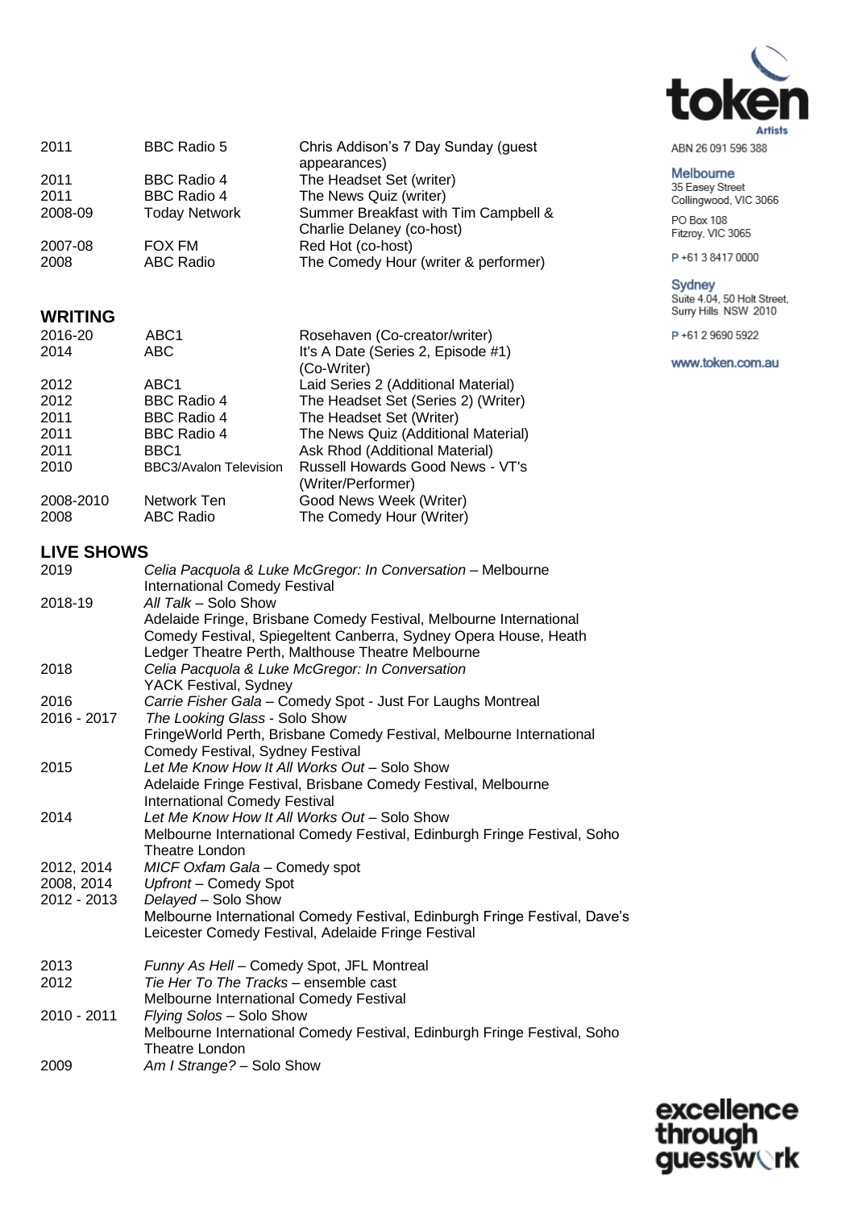| | | |
|---|---|---|
| 2011 | BBC Radio 5 | Chris Addison's 7 Day Sunday (guest appearances) |
| 2011 | BBC Radio 4 | The Headset Set (writer) |
| 2011 | BBC Radio 4 | The News Quiz (writer) |
| 2008-09 | Today Network | Summer Breakfast with Tim Campbell & Charlie Delaney (co-host) |
| 2007-08 | FOX FM | Red Hot (co-host) |
| 2008 | ABC Radio | The Comedy Hour (writer & performer) |

## WRITING

| | | |
|---|---|---|
| 2016-20 | ABC1 | Rosehaven (Co-creator/writer) |
| 2014 | ABC | It's A Date (Series 2, Episode #1) (Co-Writer) |
| 2012 | ABC1 | Laid Series 2 (Additional Material) |
| 2012 | BBC Radio 4 | The Headset Set (Series 2) (Writer) |
| 2011 | BBC Radio 4 | The Headset Set (Writer) |
| 2011 | BBC Radio 4 | The News Quiz (Additional Material) |
| 2011 | BBC1 | Ask Rhod (Additional Material) |
| 2010 | BBC3/Avalon Television | Russell Howards Good News - VT's (Writer/Performer) |
| 2008-2010 | Network Ten | Good News Week (Writer) |
| 2008 | ABC Radio | The Comedy Hour (Writer) |

## LIVE SHOWS

| | |
|---|---|
| 2019 | *Celia Pacquola & Luke McGregor: In Conversation* – Melbourne International Comedy Festival |
| 2018-19 | *All Talk* – Solo Show<br>Adelaide Fringe, Brisbane Comedy Festival, Melbourne International Comedy Festival, Spiegeltent Canberra, Sydney Opera House, Heath Ledger Theatre Perth, Malthouse Theatre Melbourne |
| 2018 | *Celia Pacquola & Luke McGregor: In Conversation*<br>YACK Festival, Sydney |
| 2016 | *Carrie Fisher Gala* – Comedy Spot - Just For Laughs Montreal |
| 2016 - 2017 | *The Looking Glass* - Solo Show<br>FringeWorld Perth, Brisbane Comedy Festival, Melbourne International Comedy Festival, Sydney Festival |
| 2015 | *Let Me Know How It All Works Out* – Solo Show<br>Adelaide Fringe Festival, Brisbane Comedy Festival, Melbourne International Comedy Festival |
| 2014 | *Let Me Know How It All Works Out* – Solo Show<br>Melbourne International Comedy Festival, Edinburgh Fringe Festival, Soho Theatre London |
| 2012, 2014 | *MICF Oxfam Gala* – Comedy spot |
| 2008, 2014 | *Upfront* – Comedy Spot |
| 2012 - 2013 | *Delayed* – Solo Show<br>Melbourne International Comedy Festival, Edinburgh Fringe Festival, Dave's Leicester Comedy Festival, Adelaide Fringe Festival |
| 2013 | *Funny As Hell* – Comedy Spot, JFL Montreal |
| 2012 | *Tie Her To The Tracks* – ensemble cast<br>Melbourne International Comedy Festival |
| 2010 - 2011 | *Flying Solos* – Solo Show<br>Melbourne International Comedy Festival, Edinburgh Fringe Festival, Soho Theatre London |
| 2009 | *Am I Strange?* – Solo Show |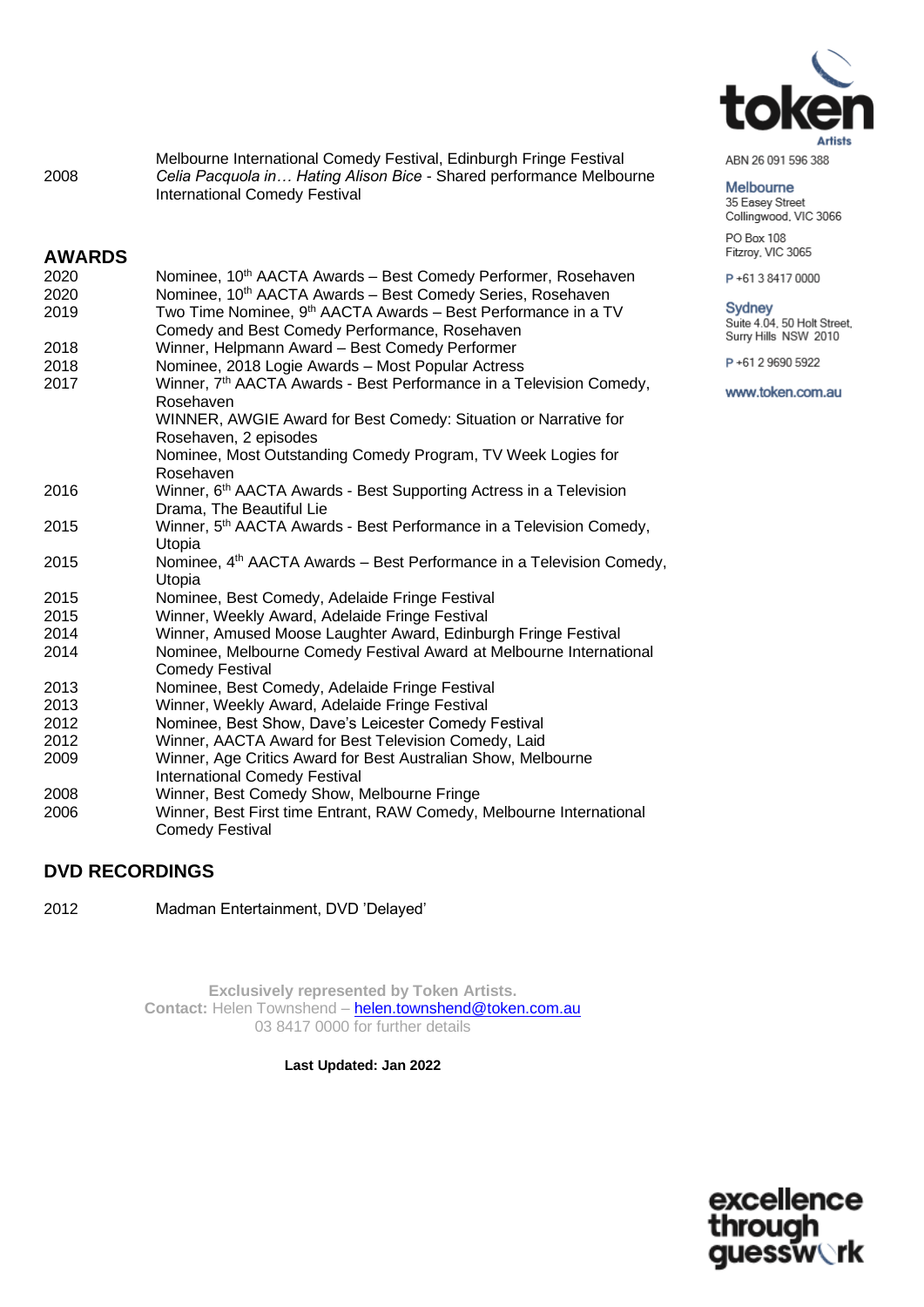| | |
|---|---|
| | Melbourne International Comedy Festival, Edinburgh Fringe Festival |
| 2008 | *Celia Pacquola in… Hating Alison Bice* - Shared performance Melbourne International Comedy Festival |

## AWARDS

| | |
|---|---|
| 2020 | Nominee, 10th AACTA Awards – Best Comedy Performer, Rosehaven |
| 2020 | Nominee, 10th AACTA Awards – Best Comedy Series, Rosehaven |
| 2019 | Two Time Nominee, 9th AACTA Awards – Best Performance in a TV Comedy and Best Comedy Performance, Rosehaven |
| 2018 | Winner, Helpmann Award – Best Comedy Performer |
| 2018 | Nominee, 2018 Logie Awards – Most Popular Actress |
| 2017 | Winner, 7th AACTA Awards - Best Performance in a Television Comedy, Rosehaven |
| | WINNER, AWGIE Award for Best Comedy: Situation or Narrative for Rosehaven, 2 episodes |
| | Nominee, Most Outstanding Comedy Program, TV Week Logies for Rosehaven |
| 2016 | Winner, 6th AACTA Awards - Best Supporting Actress in a Television Drama, The Beautiful Lie |
| 2015 | Winner, 5th AACTA Awards - Best Performance in a Television Comedy, Utopia |
| 2015 | Nominee, 4th AACTA Awards – Best Performance in a Television Comedy, Utopia |
| 2015 | Nominee, Best Comedy, Adelaide Fringe Festival |
| 2015 | Winner, Weekly Award, Adelaide Fringe Festival |
| 2014 | Winner, Amused Moose Laughter Award, Edinburgh Fringe Festival |
| 2014 | Nominee, Melbourne Comedy Festival Award at Melbourne International Comedy Festival |
| 2013 | Nominee, Best Comedy, Adelaide Fringe Festival |
| 2013 | Winner, Weekly Award, Adelaide Fringe Festival |
| 2012 | Nominee, Best Show, Dave's Leicester Comedy Festival |
| 2012 | Winner, AACTA Award for Best Television Comedy, Laid |
| 2009 | Winner, Age Critics Award for Best Australian Show, Melbourne International Comedy Festival |
| 2008 | Winner, Best Comedy Show, Melbourne Fringe |
| 2006 | Winner, Best First time Entrant, RAW Comedy, Melbourne International Comedy Festival |

## DVD RECORDINGS

| | |
|---|---|
| 2012 | Madman Entertainment, DVD 'Delayed' |

**Exclusively represented by Token Artists.**
**Contact:** Helen Townshend – helen.townshend@token.com.au
03 8417 0000 for further details

**Last Updated: Jan 2022**

token Artists
ABN 26 091 596 388

Melbourne
35 Easey Street
Collingwood, VIC 3066

PO Box 108
Fitzroy, VIC 3065

P +61 3 8417 0000

Sydney
Suite 4.04, 50 Holt Street,
Surry Hills NSW 2010

P +61 2 9690 5922

www.token.com.au

excellence through guesswork